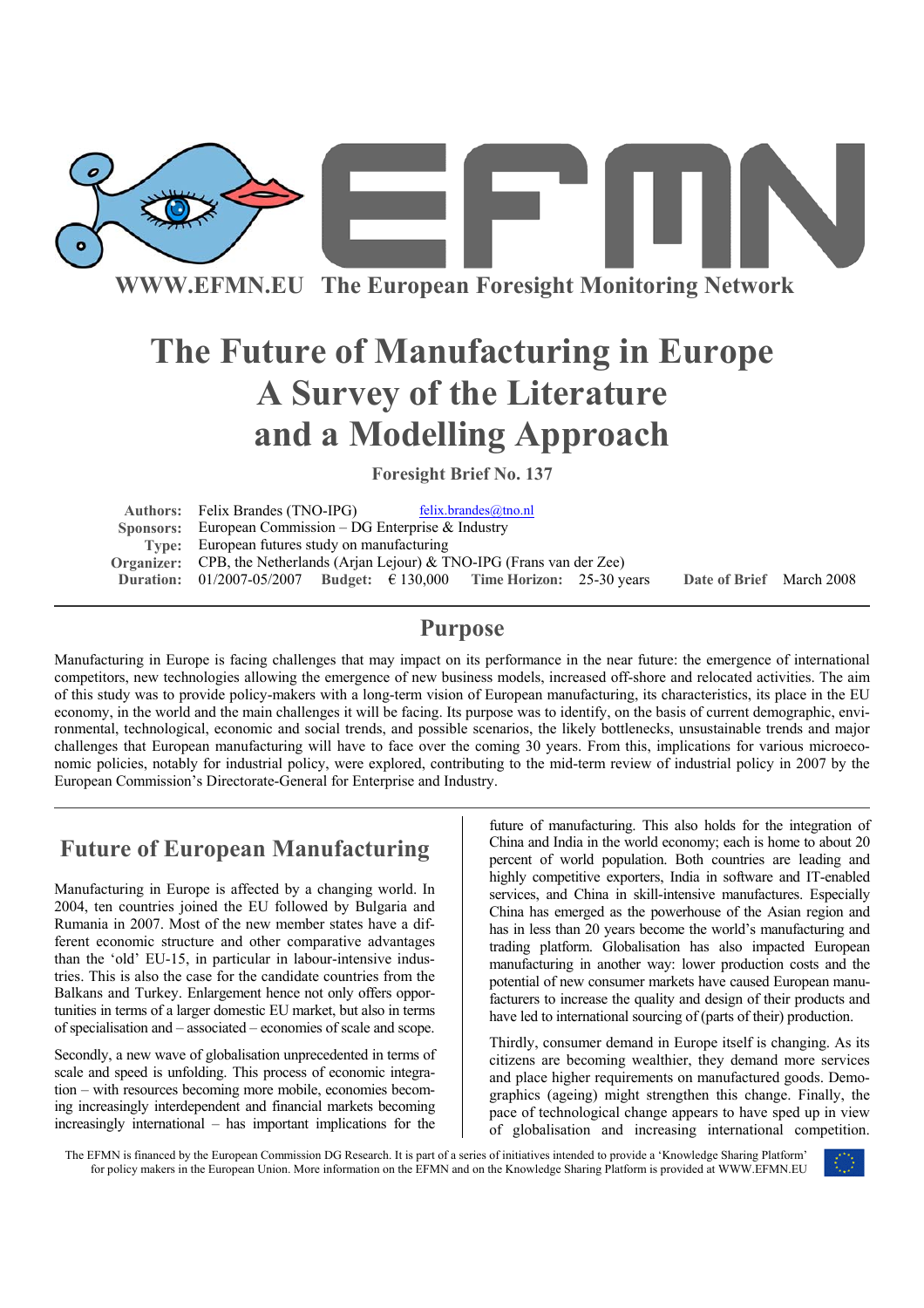WWW.EFMN.EU The European Foresight Monitoring Network

# The Future of Manufacturing in Europe A Survey of the Literature and a Modelling Approach

**Foresight Brief No. 137**

| | |
|---|---|
| **Authors:** | Felix Brandes (TNO-IPG) felix.brandes@tno.nl |
| **Sponsors:** | European Commission – DG Enterprise & Industry |
| **Type:** | European futures study on manufacturing |
| **Organizer:** | CPB, the Netherlands (Arjan Lejour) & TNO-IPG (Frans van der Zee) |
| **Duration:** | 01/2007-05/2007 **Budget:** € 130,000 **Time Horizon:** 25-30 years **Date of Brief** March 2008 |

## Purpose

Manufacturing in Europe is facing challenges that may impact on its performance in the near future: the emergence of international competitors, new technologies allowing the emergence of new business models, increased off-shore and relocated activities. The aim of this study was to provide policy-makers with a long-term vision of European manufacturing, its characteristics, its place in the EU economy, in the world and the main challenges it will be facing. Its purpose was to identify, on the basis of current demographic, environmental, technological, economic and social trends, and possible scenarios, the likely bottlenecks, unsustainable trends and major challenges that European manufacturing will have to face over the coming 30 years. From this, implications for various microeconomic policies, notably for industrial policy, were explored, contributing to the mid-term review of industrial policy in 2007 by the European Commission's Directorate-General for Enterprise and Industry.

## Future of European Manufacturing

Manufacturing in Europe is affected by a changing world. In 2004, ten countries joined the EU followed by Bulgaria and Rumania in 2007. Most of the new member states have a different economic structure and other comparative advantages than the 'old' EU-15, in particular in labour-intensive industries. This is also the case for the candidate countries from the Balkans and Turkey. Enlargement hence not only offers opportunities in terms of a larger domestic EU market, but also in terms of specialisation and – associated – economies of scale and scope.

Secondly, a new wave of globalisation unprecedented in terms of scale and speed is unfolding. This process of economic integration – with resources becoming more mobile, economies becoming increasingly interdependent and financial markets becoming increasingly international – has important implications for the future of manufacturing. This also holds for the integration of China and India in the world economy; each is home to about 20 percent of world population. Both countries are leading and highly competitive exporters, India in software and IT-enabled services, and China in skill-intensive manufactures. Especially China has emerged as the powerhouse of the Asian region and has in less than 20 years become the world's manufacturing and trading platform. Globalisation has also impacted European manufacturing in another way: lower production costs and the potential of new consumer markets have caused European manufacturers to increase the quality and design of their products and have led to international sourcing of (parts of their) production.

Thirdly, consumer demand in Europe itself is changing. As its citizens are becoming wealthier, they demand more services and place higher requirements on manufactured goods. Demographics (ageing) might strengthen this change. Finally, the pace of technological change appears to have sped up in view of globalisation and increasing international competition.

The EFMN is financed by the European Commission DG Research. It is part of a series of initiatives intended to provide a 'Knowledge Sharing Platform' for policy makers in the European Union. More information on the EFMN and on the Knowledge Sharing Platform is provided at WWW.EFMN.EU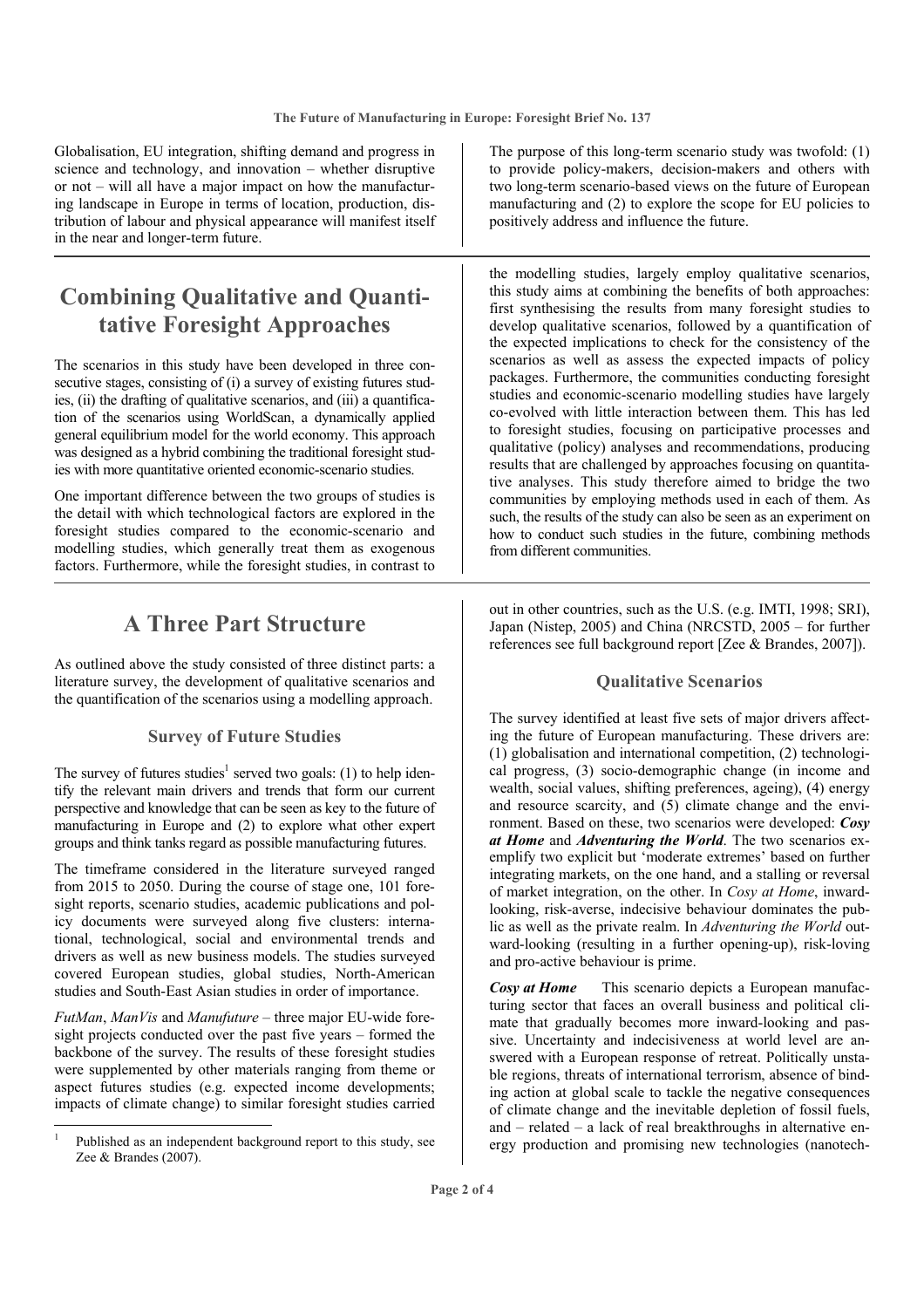Globalisation, EU integration, shifting demand and progress in science and technology, and innovation – whether disruptive or not – will all have a major impact on how the manufacturing landscape in Europe in terms of location, production, distribution of labour and physical appearance will manifest itself in the near and longer-term future.

The purpose of this long-term scenario study was twofold: (1) to provide policy-makers, decision-makers and others with two long-term scenario-based views on the future of European manufacturing and (2) to explore the scope for EU policies to positively address and influence the future.

## Combining Qualitative and Quantitative Foresight Approaches

The scenarios in this study have been developed in three consecutive stages, consisting of (i) a survey of existing futures studies, (ii) the drafting of qualitative scenarios, and (iii) a quantification of the scenarios using WorldScan, a dynamically applied general equilibrium model for the world economy. This approach was designed as a hybrid combining the traditional foresight studies with more quantitative oriented economic-scenario studies.

One important difference between the two groups of studies is the detail with which technological factors are explored in the foresight studies compared to the economic-scenario and modelling studies, which generally treat them as exogenous factors. Furthermore, while the foresight studies, in contrast to the modelling studies, largely employ qualitative scenarios, this study aims at combining the benefits of both approaches: first synthesising the results from many foresight studies to develop qualitative scenarios, followed by a quantification of the expected implications to check for the consistency of the scenarios as well as assess the expected impacts of policy packages. Furthermore, the communities conducting foresight studies and economic-scenario modelling studies have largely co-evolved with little interaction between them. This has led to foresight studies, focusing on participative processes and qualitative (policy) analyses and recommendations, producing results that are challenged by approaches focusing on quantitative analyses. This study therefore aimed to bridge the two communities by employing methods used in each of them. As such, the results of the study can also be seen as an experiment on how to conduct such studies in the future, combining methods from different communities.

## A Three Part Structure

As outlined above the study consisted of three distinct parts: a literature survey, the development of qualitative scenarios and the quantification of the scenarios using a modelling approach.

### Survey of Future Studies

The survey of futures studies[1] served two goals: (1) to help identify the relevant main drivers and trends that form our current perspective and knowledge that can be seen as key to the future of manufacturing in Europe and (2) to explore what other expert groups and think tanks regard as possible manufacturing futures.

The timeframe considered in the literature surveyed ranged from 2015 to 2050. During the course of stage one, 101 foresight reports, scenario studies, academic publications and policy documents were surveyed along five clusters: international, technological, social and environmental trends and drivers as well as new business models. The studies surveyed covered European studies, global studies, North-American studies and South-East Asian studies in order of importance.

*FutMan*, *ManVis* and *Manufuture* – three major EU-wide foresight projects conducted over the past five years – formed the backbone of the survey. The results of these foresight studies were supplemented by other materials ranging from theme or aspect futures studies (e.g. expected income developments; impacts of climate change) to similar foresight studies carried out in other countries, such as the U.S. (e.g. IMTI, 1998; SRI), Japan (Nistep, 2005) and China (NRCSTD, 2005 – for further references see full background report [Zee & Brandes, 2007]).

[1] Published as an independent background report to this study, see Zee & Brandes (2007).

### Qualitative Scenarios

The survey identified at least five sets of major drivers affecting the future of European manufacturing. These drivers are: (1) globalisation and international competition, (2) technological progress, (3) socio-demographic change (in income and wealth, social values, shifting preferences, ageing), (4) energy and resource scarcity, and (5) climate change and the environment. Based on these, two scenarios were developed: ***Cosy at Home*** and ***Adventuring the World***. The two scenarios exemplify two explicit but 'moderate extremes' based on further integrating markets, on the one hand, and a stalling or reversal of market integration, on the other. In *Cosy at Home*, inward-looking, risk-averse, indecisive behaviour dominates the public as well as the private realm. In *Adventuring the World* outward-looking (resulting in a further opening-up), risk-loving and pro-active behaviour is prime.

***Cosy at Home*** This scenario depicts a European manufacturing sector that faces an overall business and political climate that gradually becomes more inward-looking and passive. Uncertainty and indecisiveness at world level are answered with a European response of retreat. Politically unstable regions, threats of international terrorism, absence of binding action at global scale to tackle the negative consequences of climate change and the inevitable depletion of fossil fuels, and – related – a lack of real breakthroughs in alternative energy production and promising new technologies (nanotech-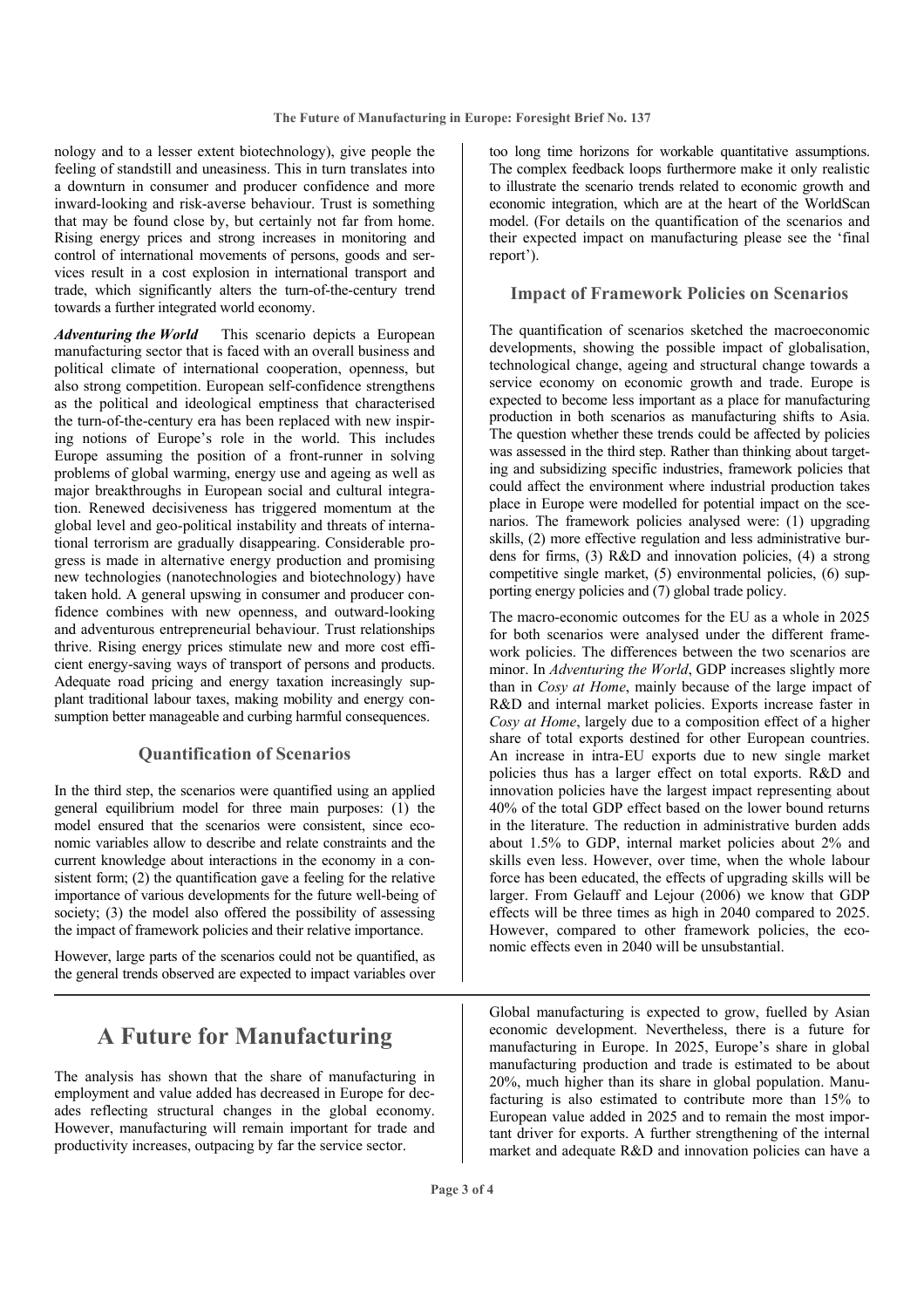nology and to a lesser extent biotechnology), give people the feeling of standstill and uneasiness. This in turn translates into a downturn in consumer and producer confidence and more inward-looking and risk-averse behaviour. Trust is something that may be found close by, but certainly not far from home. Rising energy prices and strong increases in monitoring and control of international movements of persons, goods and services result in a cost explosion in international transport and trade, which significantly alters the turn-of-the-century trend towards a further integrated world economy.

***Adventuring the World*** This scenario depicts a European manufacturing sector that is faced with an overall business and political climate of international cooperation, openness, but also strong competition. European self-confidence strengthens as the political and ideological emptiness that characterised the turn-of-the-century era has been replaced with new inspiring notions of Europe's role in the world. This includes Europe assuming the position of a front-runner in solving problems of global warming, energy use and ageing as well as major breakthroughs in European social and cultural integration. Renewed decisiveness has triggered momentum at the global level and geo-political instability and threats of international terrorism are gradually disappearing. Considerable progress is made in alternative energy production and promising new technologies (nanotechnologies and biotechnology) have taken hold. A general upswing in consumer and producer confidence combines with new openness, and outward-looking and adventurous entrepreneurial behaviour. Trust relationships thrive. Rising energy prices stimulate new and more cost efficient energy-saving ways of transport of persons and products. Adequate road pricing and energy taxation increasingly supplant traditional labour taxes, making mobility and energy consumption better manageable and curbing harmful consequences.

### Quantification of Scenarios

In the third step, the scenarios were quantified using an applied general equilibrium model for three main purposes: (1) the model ensured that the scenarios were consistent, since economic variables allow to describe and relate constraints and the current knowledge about interactions in the economy in a consistent form; (2) the quantification gave a feeling for the relative importance of various developments for the future well-being of society; (3) the model also offered the possibility of assessing the impact of framework policies and their relative importance.

However, large parts of the scenarios could not be quantified, as the general trends observed are expected to impact variables over too long time horizons for workable quantitative assumptions. The complex feedback loops furthermore make it only realistic to illustrate the scenario trends related to economic growth and economic integration, which are at the heart of the WorldScan model. (For details on the quantification of the scenarios and their expected impact on manufacturing please see the 'final report').

### Impact of Framework Policies on Scenarios

The quantification of scenarios sketched the macroeconomic developments, showing the possible impact of globalisation, technological change, ageing and structural change towards a service economy on economic growth and trade. Europe is expected to become less important as a place for manufacturing production in both scenarios as manufacturing shifts to Asia. The question whether these trends could be affected by policies was assessed in the third step. Rather than thinking about targeting and subsidizing specific industries, framework policies that could affect the environment where industrial production takes place in Europe were modelled for potential impact on the scenarios. The framework policies analysed were: (1) upgrading skills, (2) more effective regulation and less administrative burdens for firms, (3) R&D and innovation policies, (4) a strong competitive single market, (5) environmental policies, (6) supporting energy policies and (7) global trade policy.

The macro-economic outcomes for the EU as a whole in 2025 for both scenarios were analysed under the different framework policies. The differences between the two scenarios are minor. In *Adventuring the World*, GDP increases slightly more than in *Cosy at Home*, mainly because of the large impact of R&D and internal market policies. Exports increase faster in *Cosy at Home*, largely due to a composition effect of a higher share of total exports destined for other European countries. An increase in intra-EU exports due to new single market policies thus has a larger effect on total exports. R&D and innovation policies have the largest impact representing about 40% of the total GDP effect based on the lower bound returns in the literature. The reduction in administrative burden adds about 1.5% to GDP, internal market policies about 2% and skills even less. However, over time, when the whole labour force has been educated, the effects of upgrading skills will be larger. From Gelauff and Lejour (2006) we know that GDP effects will be three times as high in 2040 compared to 2025. However, compared to other framework policies, the economic effects even in 2040 will be unsubstantial.

## A Future for Manufacturing

The analysis has shown that the share of manufacturing in employment and value added has decreased in Europe for decades reflecting structural changes in the global economy. However, manufacturing will remain important for trade and productivity increases, outpacing by far the service sector.

Global manufacturing is expected to grow, fuelled by Asian economic development. Nevertheless, there is a future for manufacturing in Europe. In 2025, Europe's share in global manufacturing production and trade is estimated to be about 20%, much higher than its share in global population. Manufacturing is also estimated to contribute more than 15% to European value added in 2025 and to remain the most important driver for exports. A further strengthening of the internal market and adequate R&D and innovation policies can have a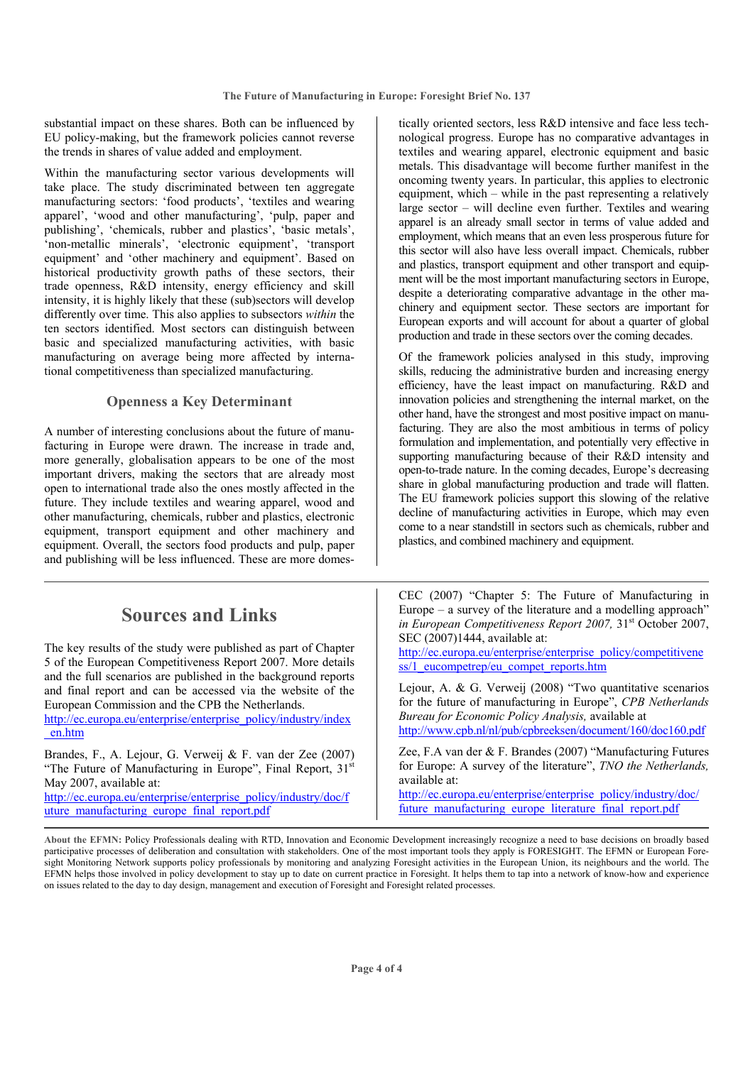substantial impact on these shares. Both can be influenced by EU policy-making, but the framework policies cannot reverse the trends in shares of value added and employment.

Within the manufacturing sector various developments will take place. The study discriminated between ten aggregate manufacturing sectors: 'food products', 'textiles and wearing apparel', 'wood and other manufacturing', 'pulp, paper and publishing', 'chemicals, rubber and plastics', 'basic metals', 'non-metallic minerals', 'electronic equipment', 'transport equipment' and 'other machinery and equipment'. Based on historical productivity growth paths of these sectors, their trade openness, R&D intensity, energy efficiency and skill intensity, it is highly likely that these (sub)sectors will develop differently over time. This also applies to subsectors *within* the ten sectors identified. Most sectors can distinguish between basic and specialized manufacturing activities, with basic manufacturing on average being more affected by international competitiveness than specialized manufacturing.

## Openness a Key Determinant

A number of interesting conclusions about the future of manufacturing in Europe were drawn. The increase in trade and, more generally, globalisation appears to be one of the most important drivers, making the sectors that are already most open to international trade also the ones mostly affected in the future. They include textiles and wearing apparel, wood and other manufacturing, chemicals, rubber and plastics, electronic equipment, transport equipment and other machinery and equipment. Overall, the sectors food products and pulp, paper and publishing will be less influenced. These are more domestically oriented sectors, less R&D intensive and face less technological progress. Europe has no comparative advantages in textiles and wearing apparel, electronic equipment and basic metals. This disadvantage will become further manifest in the oncoming twenty years. In particular, this applies to electronic equipment, which – while in the past representing a relatively large sector – will decline even further. Textiles and wearing apparel is an already small sector in terms of value added and employment, which means that an even less prosperous future for this sector will also have less overall impact. Chemicals, rubber and plastics, transport equipment and other transport and equipment will be the most important manufacturing sectors in Europe, despite a deteriorating comparative advantage in the other machinery and equipment sector. These sectors are important for European exports and will account for about a quarter of global production and trade in these sectors over the coming decades.

Of the framework policies analysed in this study, improving skills, reducing the administrative burden and increasing energy efficiency, have the least impact on manufacturing. R&D and innovation policies and strengthening the internal market, on the other hand, have the strongest and most positive impact on manufacturing. They are also the most ambitious in terms of policy formulation and implementation, and potentially very effective in supporting manufacturing because of their R&D intensity and open-to-trade nature. In the coming decades, Europe's decreasing share in global manufacturing production and trade will flatten. The EU framework policies support this slowing of the relative decline of manufacturing activities in Europe, which may even come to a near standstill in sectors such as chemicals, rubber and plastics, and combined machinery and equipment.

# Sources and Links

The key results of the study were published as part of Chapter 5 of the European Competitiveness Report 2007. More details and the full scenarios are published in the background reports and final report and can be accessed via the website of the European Commission and the CPB the Netherlands.
http://ec.europa.eu/enterprise/enterprise_policy/industry/index_en.htm

Brandes, F., A. Lejour, G. Verweij & F. van der Zee (2007) "The Future of Manufacturing in Europe", Final Report, 31st May 2007, available at:
http://ec.europa.eu/enterprise/enterprise_policy/industry/doc/future_manufacturing_europe_final_report.pdf

CEC (2007) "Chapter 5: The Future of Manufacturing in Europe – a survey of the literature and a modelling approach" *in European Competitiveness Report 2007,* 31st October 2007, SEC (2007)1444, available at:
http://ec.europa.eu/enterprise/enterprise_policy/competitiveness/1_eucompetrep/eu_compet_reports.htm

Lejour, A. & G. Verweij (2008) "Two quantitative scenarios for the future of manufacturing in Europe", *CPB Netherlands Bureau for Economic Policy Analysis,* available at
http://www.cpb.nl/pub/cpbreeksen/document/160/doc160.pdf

Zee, F.A van der & F. Brandes (2007) "Manufacturing Futures for Europe: A survey of the literature", *TNO the Netherlands,* available at:
http://ec.europa.eu/enterprise/enterprise_policy/industry/doc/future_manufacturing_europe_literature_final_report.pdf

**About the EFMN:** Policy Professionals dealing with RTD, Innovation and Economic Development increasingly recognize a need to base decisions on broadly based participative processes of deliberation and consultation with stakeholders. One of the most important tools they apply is FORESIGHT. The EFMN or European Foresight Monitoring Network supports policy professionals by monitoring and analyzing Foresight activities in the European Union, its neighbours and the world. The EFMN helps those involved in policy development to stay up to date on current practice in Foresight. It helps them to tap into a network of know-how and experience on issues related to the day to day design, management and execution of Foresight and Foresight related processes.